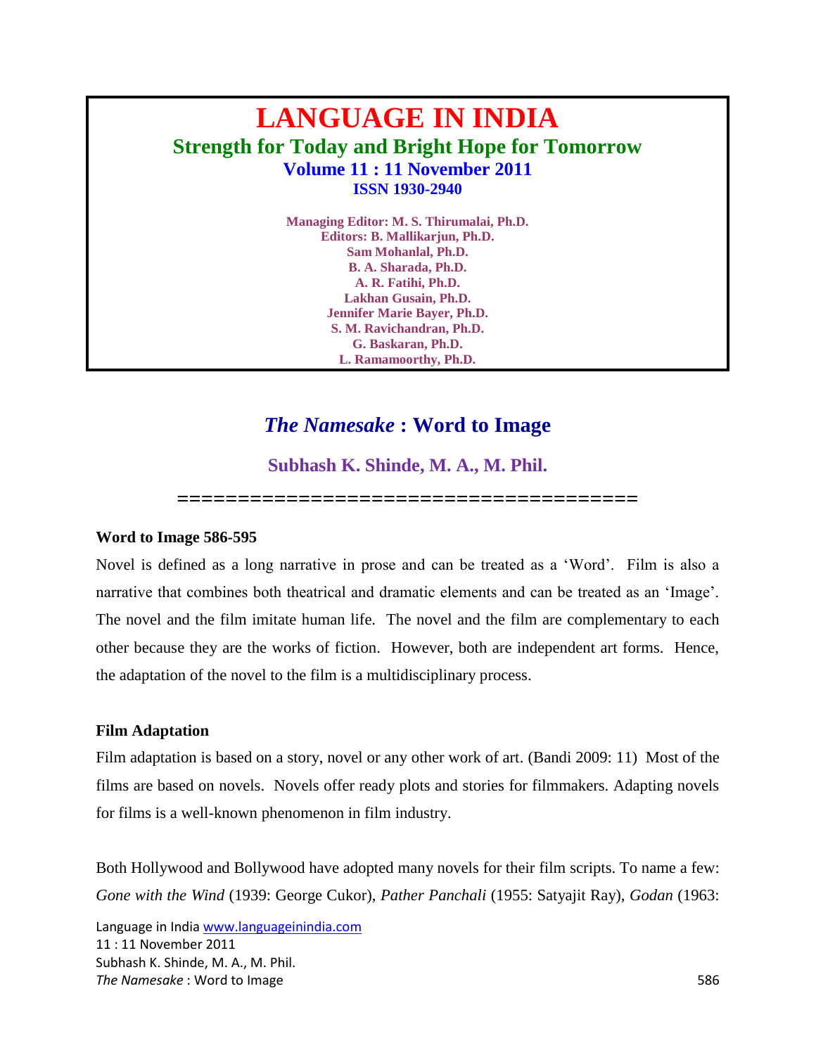# LANGUAGE IN INDIA

## Strength for Today and Bright Hope for Tomorrow

**Volume 11 : 11 November 2011**
**ISSN 1930-2940**

**Managing Editor: M. S. Thirumalai, Ph.D.**
**Editors: B. Mallikarjun, Ph.D.**
**Sam Mohanlal, Ph.D.**
**B. A. Sharada, Ph.D.**
**A. R. Fatihi, Ph.D.**
**Lakhan Gusain, Ph.D.**
**Jennifer Marie Bayer, Ph.D.**
**S. M. Ravichandran, Ph.D.**
**G. Baskaran, Ph.D.**
**L. Ramamoorthy, Ph.D.**

# *The Namesake* : Word to Image

**Subhash K. Shinde, M. A., M. Phil.**

=====================================

### Word to Image 586-595

Novel is defined as a long narrative in prose and can be treated as a 'Word'. Film is also a narrative that combines both theatrical and dramatic elements and can be treated as an 'Image'. The novel and the film imitate human life. The novel and the film are complementary to each other because they are the works of fiction. However, both are independent art forms. Hence, the adaptation of the novel to the film is a multidisciplinary process.

### Film Adaptation

Film adaptation is based on a story, novel or any other work of art. (Bandi 2009: 11) Most of the films are based on novels. Novels offer ready plots and stories for filmmakers. Adapting novels for films is a well-known phenomenon in film industry.

Both Hollywood and Bollywood have adopted many novels for their film scripts. To name a few: *Gone with the Wind* (1939: George Cukor), *Pather Panchali* (1955: Satyajit Ray), *Godan* (1963: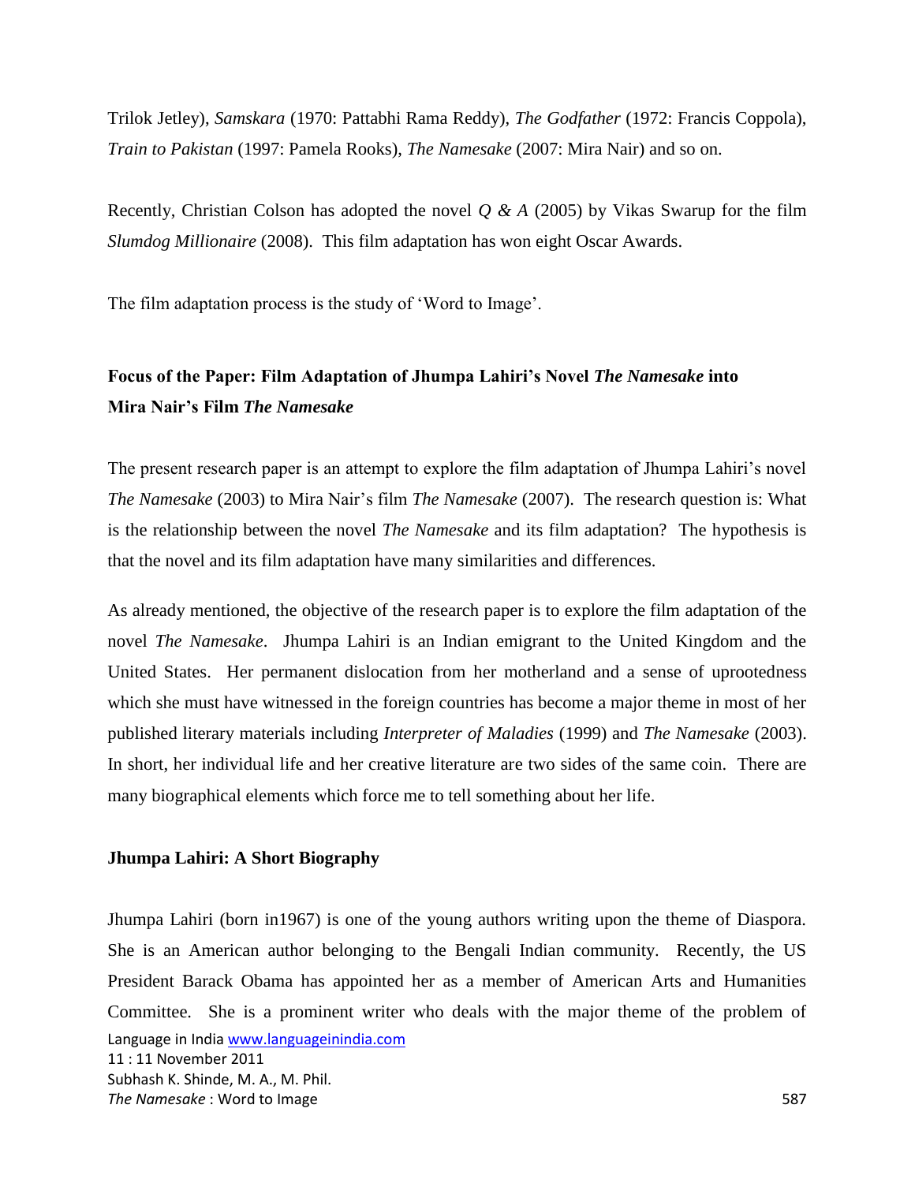Trilok Jetley), *Samskara* (1970: Pattabhi Rama Reddy), *The Godfather* (1972: Francis Coppola), *Train to Pakistan* (1997: Pamela Rooks), *The Namesake* (2007: Mira Nair) and so on.

Recently, Christian Colson has adopted the novel *Q & A* (2005) by Vikas Swarup for the film *Slumdog Millionaire* (2008). This film adaptation has won eight Oscar Awards.

The film adaptation process is the study of 'Word to Image'.

## Focus of the Paper: Film Adaptation of Jhumpa Lahiri's Novel *The Namesake* into Mira Nair's Film *The Namesake*

The present research paper is an attempt to explore the film adaptation of Jhumpa Lahiri's novel *The Namesake* (2003) to Mira Nair's film *The Namesake* (2007). The research question is: What is the relationship between the novel *The Namesake* and its film adaptation? The hypothesis is that the novel and its film adaptation have many similarities and differences.

As already mentioned, the objective of the research paper is to explore the film adaptation of the novel *The Namesake*. Jhumpa Lahiri is an Indian emigrant to the United Kingdom and the United States. Her permanent dislocation from her motherland and a sense of uprootedness which she must have witnessed in the foreign countries has become a major theme in most of her published literary materials including *Interpreter of Maladies* (1999) and *The Namesake* (2003). In short, her individual life and her creative literature are two sides of the same coin. There are many biographical elements which force me to tell something about her life.

## Jhumpa Lahiri: A Short Biography

Jhumpa Lahiri (born in1967) is one of the young authors writing upon the theme of Diaspora. She is an American author belonging to the Bengali Indian community. Recently, the US President Barack Obama has appointed her as a member of American Arts and Humanities Committee. She is a prominent writer who deals with the major theme of the problem of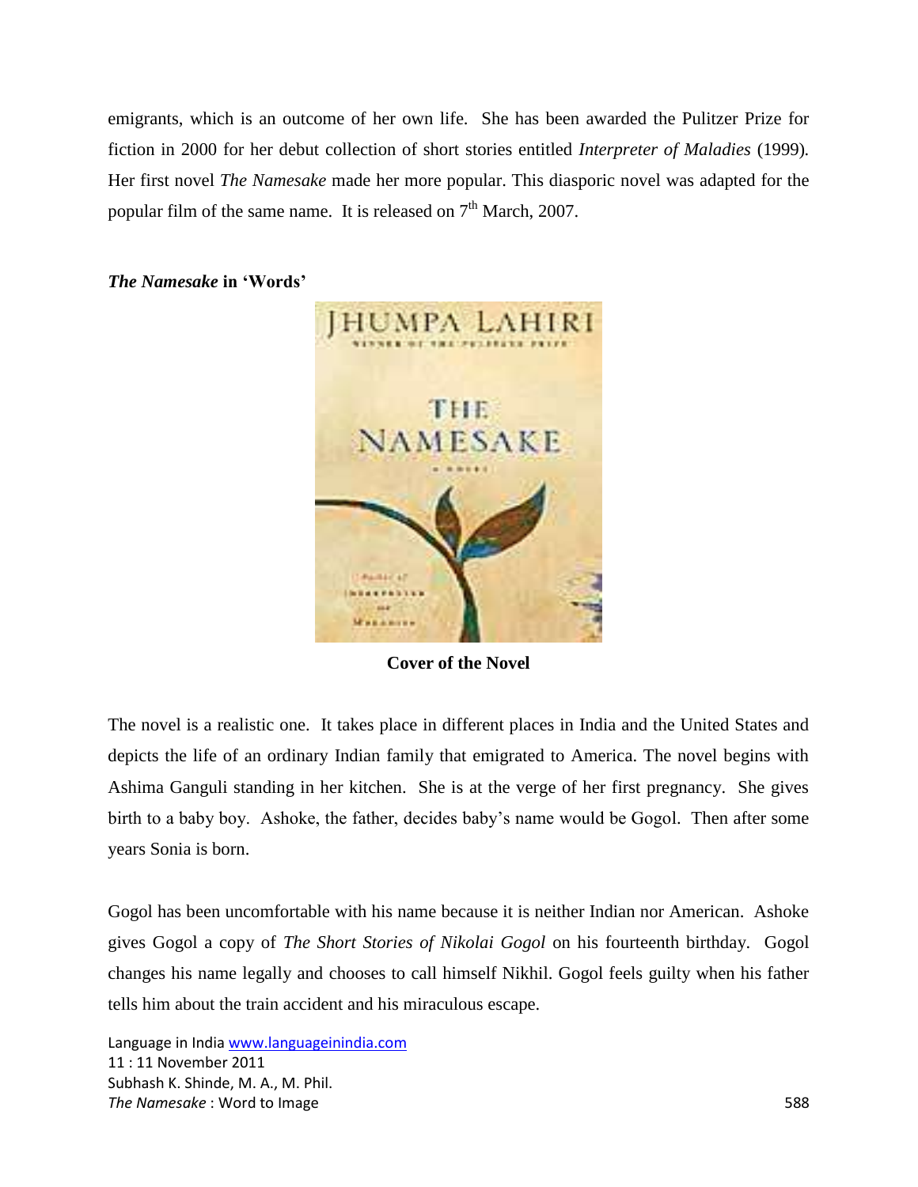emigrants, which is an outcome of her own life. She has been awarded the Pulitzer Prize for fiction in 2000 for her debut collection of short stories entitled *Interpreter of Maladies* (1999). Her first novel *The Namesake* made her more popular. This diasporic novel was adapted for the popular film of the same name. It is released on 7th March, 2007.

***The Namesake* in 'Words'**

**Cover of the Novel**

The novel is a realistic one. It takes place in different places in India and the United States and depicts the life of an ordinary Indian family that emigrated to America. The novel begins with Ashima Ganguli standing in her kitchen. She is at the verge of her first pregnancy. She gives birth to a baby boy. Ashoke, the father, decides baby's name would be Gogol. Then after some years Sonia is born.

Gogol has been uncomfortable with his name because it is neither Indian nor American. Ashoke gives Gogol a copy of *The Short Stories of Nikolai Gogol* on his fourteenth birthday. Gogol changes his name legally and chooses to call himself Nikhil. Gogol feels guilty when his father tells him about the train accident and his miraculous escape.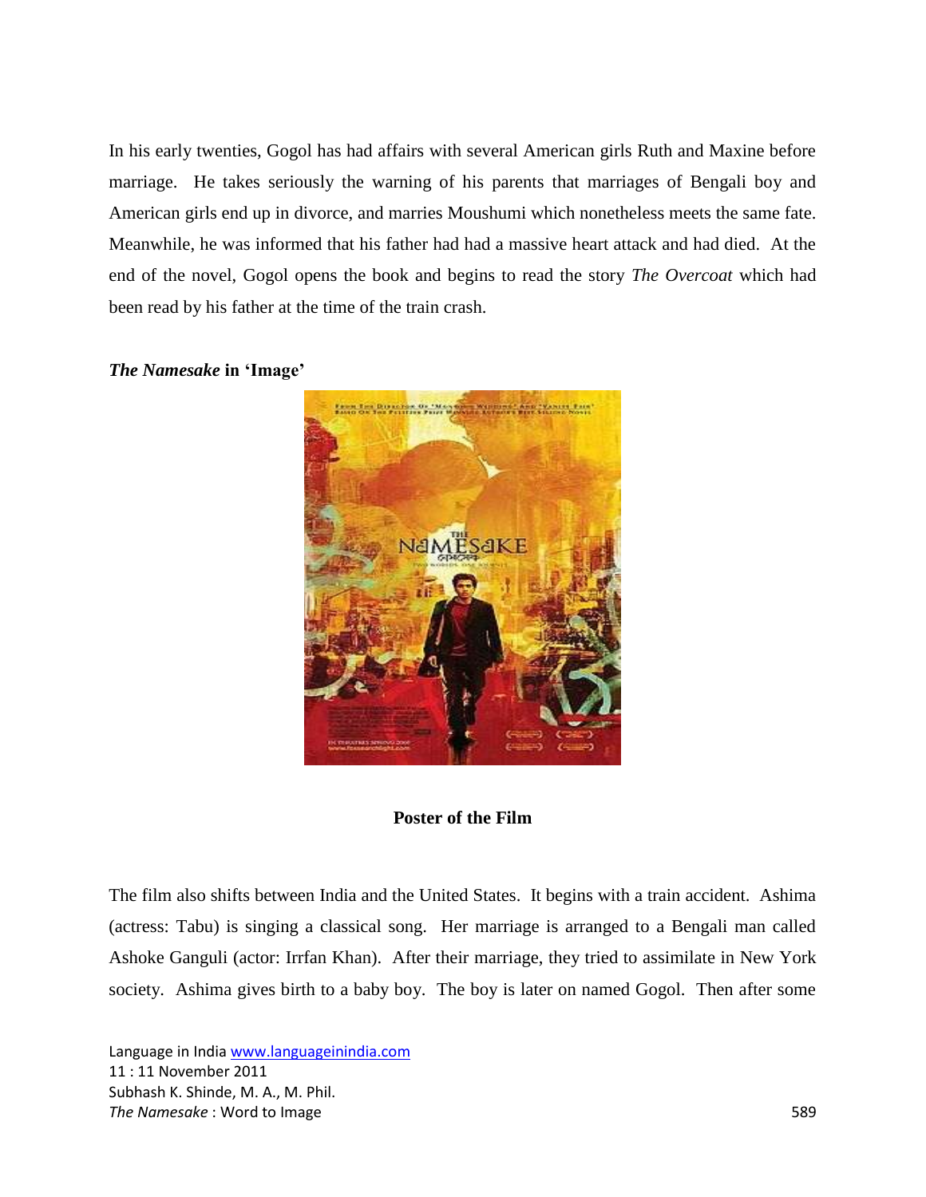In his early twenties, Gogol has had affairs with several American girls Ruth and Maxine before marriage. He takes seriously the warning of his parents that marriages of Bengali boy and American girls end up in divorce, and marries Moushumi which nonetheless meets the same fate. Meanwhile, he was informed that his father had had a massive heart attack and had died. At the end of the novel, Gogol opens the book and begins to read the story *The Overcoat* which had been read by his father at the time of the train crash.

***The Namesake*** **in 'Image'**

**Poster of the Film**

The film also shifts between India and the United States. It begins with a train accident. Ashima (actress: Tabu) is singing a classical song. Her marriage is arranged to a Bengali man called Ashoke Ganguli (actor: Irrfan Khan). After their marriage, they tried to assimilate in New York society. Ashima gives birth to a baby boy. The boy is later on named Gogol. Then after some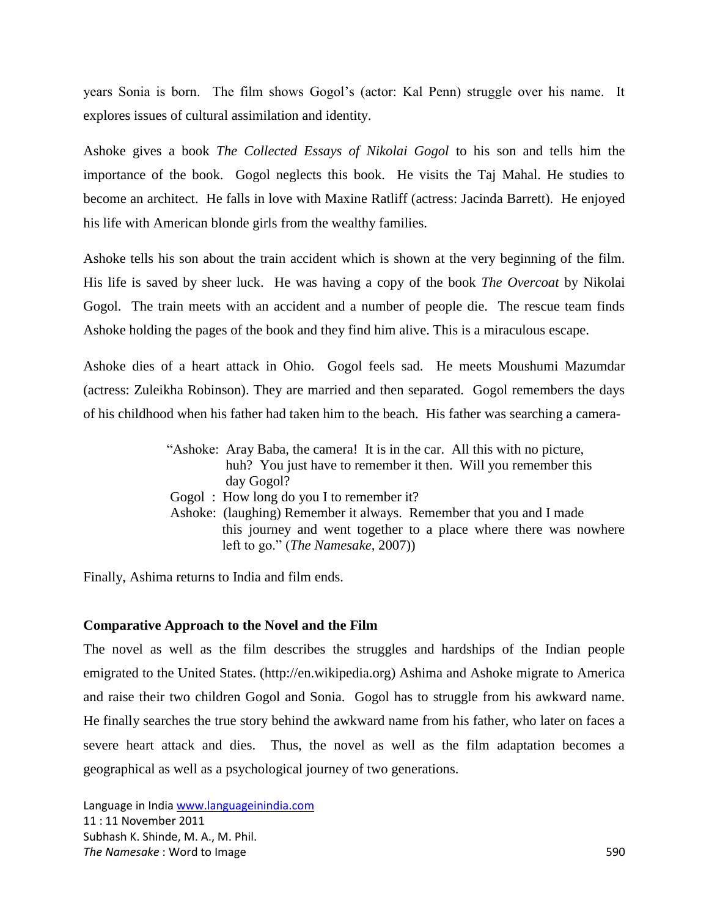years Sonia is born. The film shows Gogol's (actor: Kal Penn) struggle over his name. It explores issues of cultural assimilation and identity.

Ashoke gives a book *The Collected Essays of Nikolai Gogol* to his son and tells him the importance of the book. Gogol neglects this book. He visits the Taj Mahal. He studies to become an architect. He falls in love with Maxine Ratliff (actress: Jacinda Barrett). He enjoyed his life with American blonde girls from the wealthy families.

Ashoke tells his son about the train accident which is shown at the very beginning of the film. His life is saved by sheer luck. He was having a copy of the book *The Overcoat* by Nikolai Gogol. The train meets with an accident and a number of people die. The rescue team finds Ashoke holding the pages of the book and they find him alive. This is a miraculous escape.

Ashoke dies of a heart attack in Ohio. Gogol feels sad. He meets Moushumi Mazumdar (actress: Zuleikha Robinson). They are married and then separated. Gogol remembers the days of his childhood when his father had taken him to the beach. His father was searching a camera-

> "Ashoke: Aray Baba, the camera! It is in the car. All this with no picture, huh? You just have to remember it then. Will you remember this day Gogol?
> Gogol : How long do you I to remember it?
> Ashoke: (laughing) Remember it always. Remember that you and I made this journey and went together to a place where there was nowhere left to go." (*The Namesake*, 2007))

Finally, Ashima returns to India and film ends.

**Comparative Approach to the Novel and the Film**

The novel as well as the film describes the struggles and hardships of the Indian people emigrated to the United States. (http://en.wikipedia.org) Ashima and Ashoke migrate to America and raise their two children Gogol and Sonia. Gogol has to struggle from his awkward name. He finally searches the true story behind the awkward name from his father, who later on faces a severe heart attack and dies. Thus, the novel as well as the film adaptation becomes a geographical as well as a psychological journey of two generations.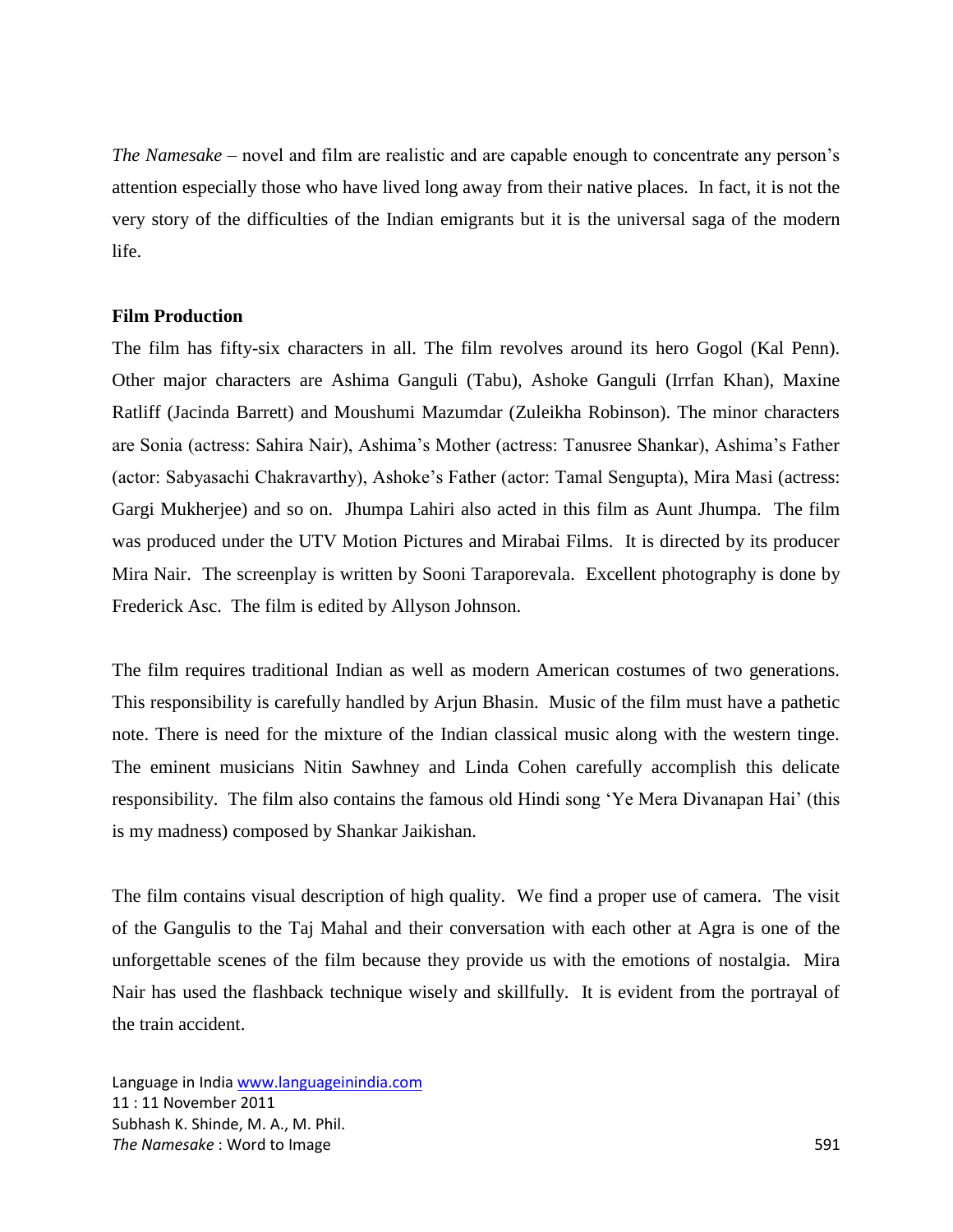*The Namesake* – novel and film are realistic and are capable enough to concentrate any person's attention especially those who have lived long away from their native places. In fact, it is not the very story of the difficulties of the Indian emigrants but it is the universal saga of the modern life.

**Film Production**

The film has fifty-six characters in all. The film revolves around its hero Gogol (Kal Penn). Other major characters are Ashima Ganguli (Tabu), Ashoke Ganguli (Irrfan Khan), Maxine Ratliff (Jacinda Barrett) and Moushumi Mazumdar (Zuleikha Robinson). The minor characters are Sonia (actress: Sahira Nair), Ashima's Mother (actress: Tanusree Shankar), Ashima's Father (actor: Sabyasachi Chakravarthy), Ashoke's Father (actor: Tamal Sengupta), Mira Masi (actress: Gargi Mukherjee) and so on. Jhumpa Lahiri also acted in this film as Aunt Jhumpa. The film was produced under the UTV Motion Pictures and Mirabai Films. It is directed by its producer Mira Nair. The screenplay is written by Sooni Taraporevala. Excellent photography is done by Frederick Asc. The film is edited by Allyson Johnson.

The film requires traditional Indian as well as modern American costumes of two generations. This responsibility is carefully handled by Arjun Bhasin. Music of the film must have a pathetic note. There is need for the mixture of the Indian classical music along with the western tinge. The eminent musicians Nitin Sawhney and Linda Cohen carefully accomplish this delicate responsibility. The film also contains the famous old Hindi song 'Ye Mera Divanapan Hai' (this is my madness) composed by Shankar Jaikishan.

The film contains visual description of high quality. We find a proper use of camera. The visit of the Gangulis to the Taj Mahal and their conversation with each other at Agra is one of the unforgettable scenes of the film because they provide us with the emotions of nostalgia. Mira Nair has used the flashback technique wisely and skillfully. It is evident from the portrayal of the train accident.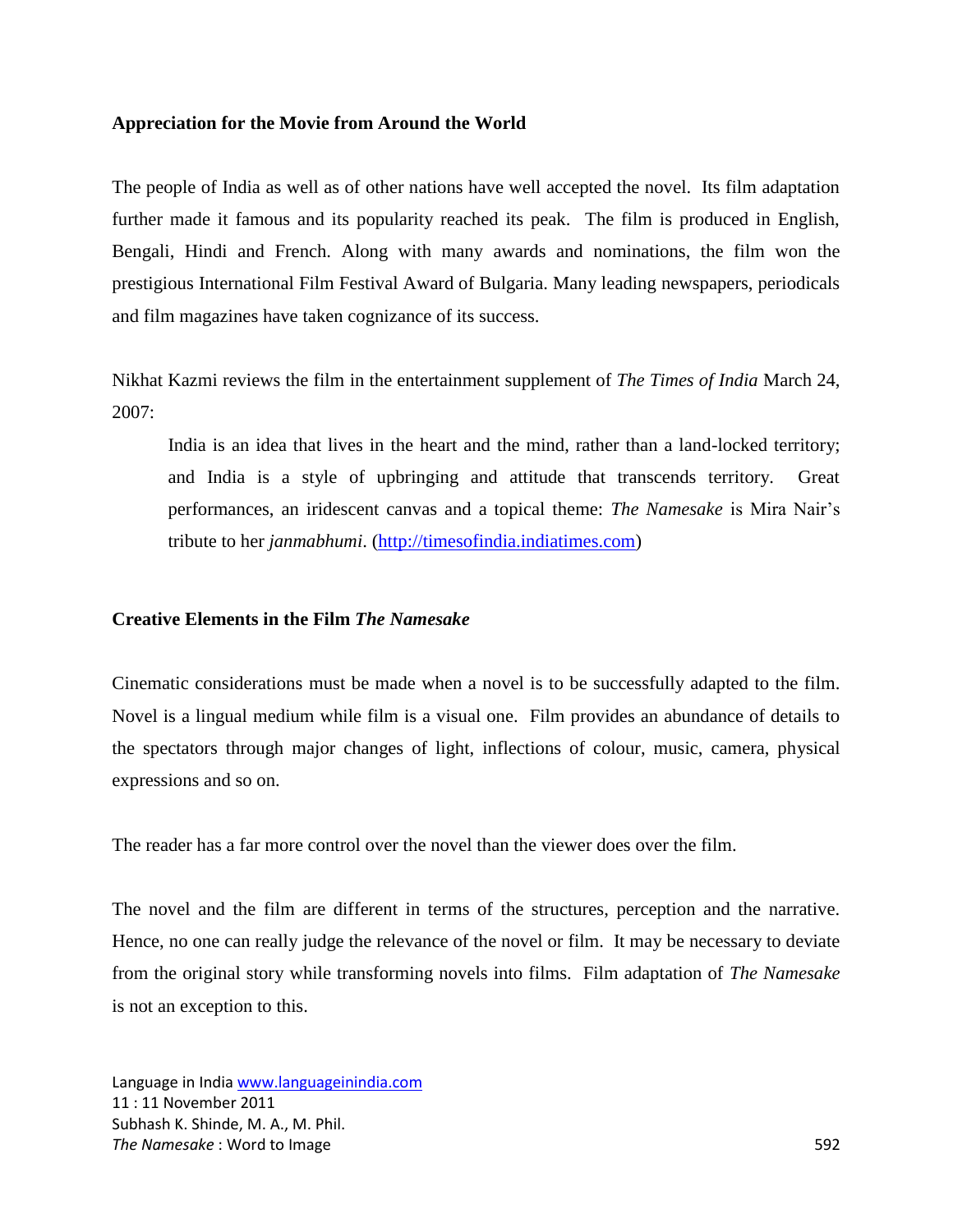**Appreciation for the Movie from Around the World**

The people of India as well as of other nations have well accepted the novel. Its film adaptation further made it famous and its popularity reached its peak. The film is produced in English, Bengali, Hindi and French. Along with many awards and nominations, the film won the prestigious International Film Festival Award of Bulgaria. Many leading newspapers, periodicals and film magazines have taken cognizance of its success.

Nikhat Kazmi reviews the film in the entertainment supplement of *The Times of India* March 24, 2007:

> India is an idea that lives in the heart and the mind, rather than a land-locked territory; and India is a style of upbringing and attitude that transcends territory. Great performances, an iridescent canvas and a topical theme: *The Namesake* is Mira Nair's tribute to her *janmabhumi*. (http://timesofindia.indiatimes.com)

**Creative Elements in the Film *The Namesake***

Cinematic considerations must be made when a novel is to be successfully adapted to the film. Novel is a lingual medium while film is a visual one. Film provides an abundance of details to the spectators through major changes of light, inflections of colour, music, camera, physical expressions and so on.

The reader has a far more control over the novel than the viewer does over the film.

The novel and the film are different in terms of the structures, perception and the narrative. Hence, no one can really judge the relevance of the novel or film. It may be necessary to deviate from the original story while transforming novels into films. Film adaptation of *The Namesake* is not an exception to this.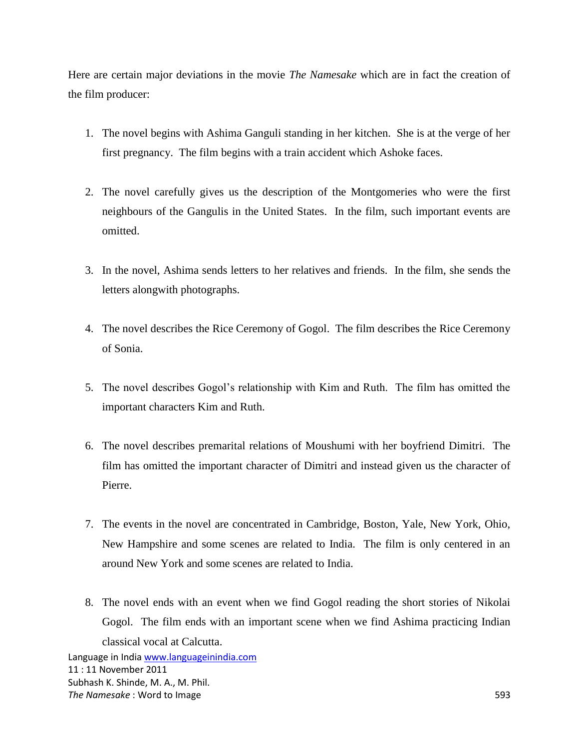Here are certain major deviations in the movie *The Namesake* which are in fact the creation of the film producer:

1. The novel begins with Ashima Ganguli standing in her kitchen. She is at the verge of her first pregnancy. The film begins with a train accident which Ashoke faces.

2. The novel carefully gives us the description of the Montgomeries who were the first neighbours of the Gangulis in the United States. In the film, such important events are omitted.

3. In the novel, Ashima sends letters to her relatives and friends. In the film, she sends the letters alongwith photographs.

4. The novel describes the Rice Ceremony of Gogol. The film describes the Rice Ceremony of Sonia.

5. The novel describes Gogol's relationship with Kim and Ruth. The film has omitted the important characters Kim and Ruth.

6. The novel describes premarital relations of Moushumi with her boyfriend Dimitri. The film has omitted the important character of Dimitri and instead given us the character of Pierre.

7. The events in the novel are concentrated in Cambridge, Boston, Yale, New York, Ohio, New Hampshire and some scenes are related to India. The film is only centered in an around New York and some scenes are related to India.

8. The novel ends with an event when we find Gogol reading the short stories of Nikolai Gogol. The film ends with an important scene when we find Ashima practicing Indian classical vocal at Calcutta.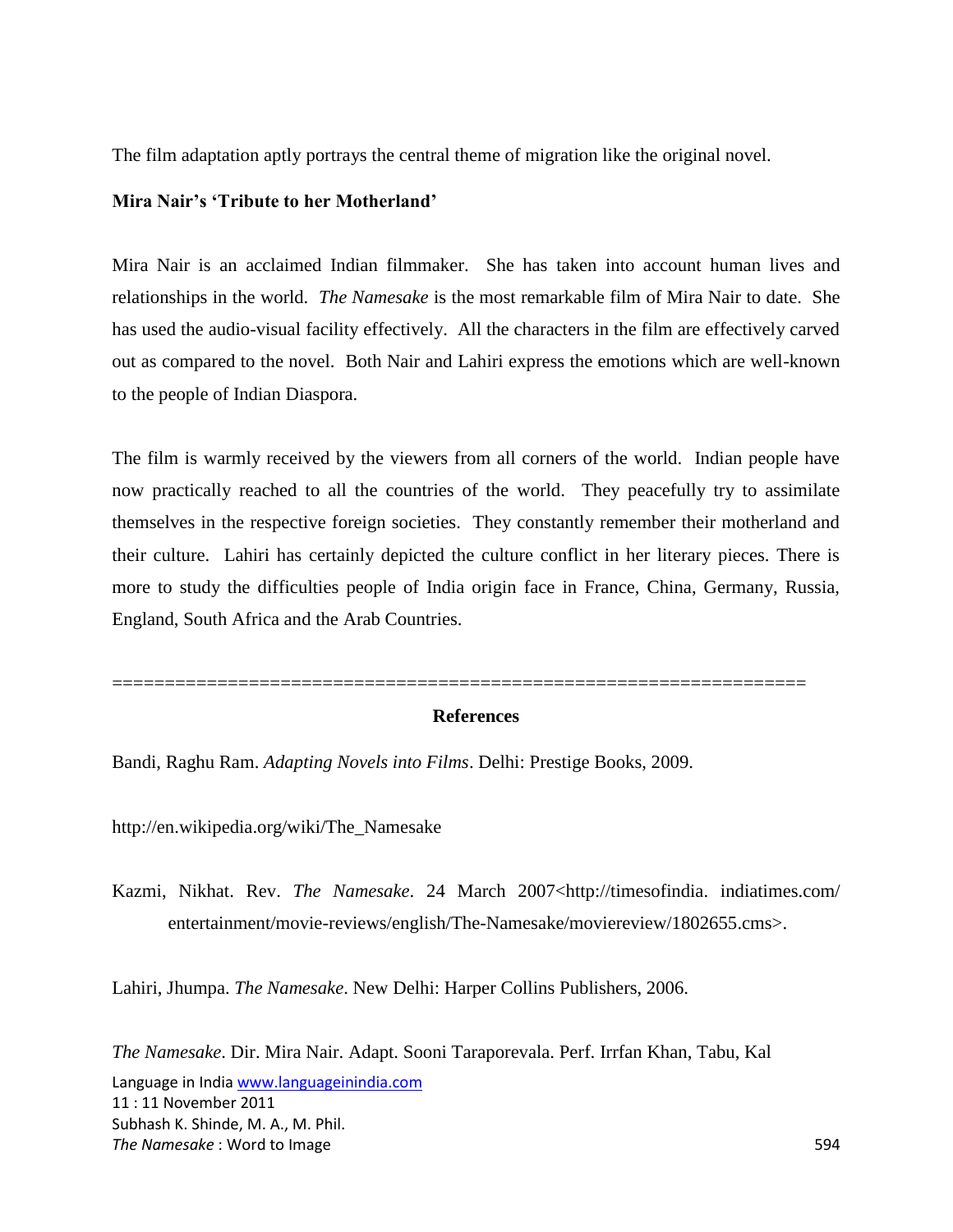The film adaptation aptly portrays the central theme of migration like the original novel.

**Mira Nair's 'Tribute to her Motherland'**

Mira Nair is an acclaimed Indian filmmaker. She has taken into account human lives and relationships in the world. *The Namesake* is the most remarkable film of Mira Nair to date. She has used the audio-visual facility effectively. All the characters in the film are effectively carved out as compared to the novel. Both Nair and Lahiri express the emotions which are well-known to the people of Indian Diaspora.

The film is warmly received by the viewers from all corners of the world. Indian people have now practically reached to all the countries of the world. They peacefully try to assimilate themselves in the respective foreign societies. They constantly remember their motherland and their culture. Lahiri has certainly depicted the culture conflict in her literary pieces. There is more to study the difficulties people of India origin face in France, China, Germany, Russia, England, South Africa and the Arab Countries.

==================================================================

**References**

Bandi, Raghu Ram. *Adapting Novels into Films*. Delhi: Prestige Books, 2009.

http://en.wikipedia.org/wiki/The_Namesake

Kazmi, Nikhat. Rev. *The Namesake*. 24 March 2007<http://timesofindia. indiatimes.com/ entertainment/movie-reviews/english/The-Namesake/moviereview/1802655.cms>.

Lahiri, Jhumpa. *The Namesake*. New Delhi: Harper Collins Publishers, 2006.

*The Namesake*. Dir. Mira Nair. Adapt. Sooni Taraporevala. Perf. Irrfan Khan, Tabu, Kal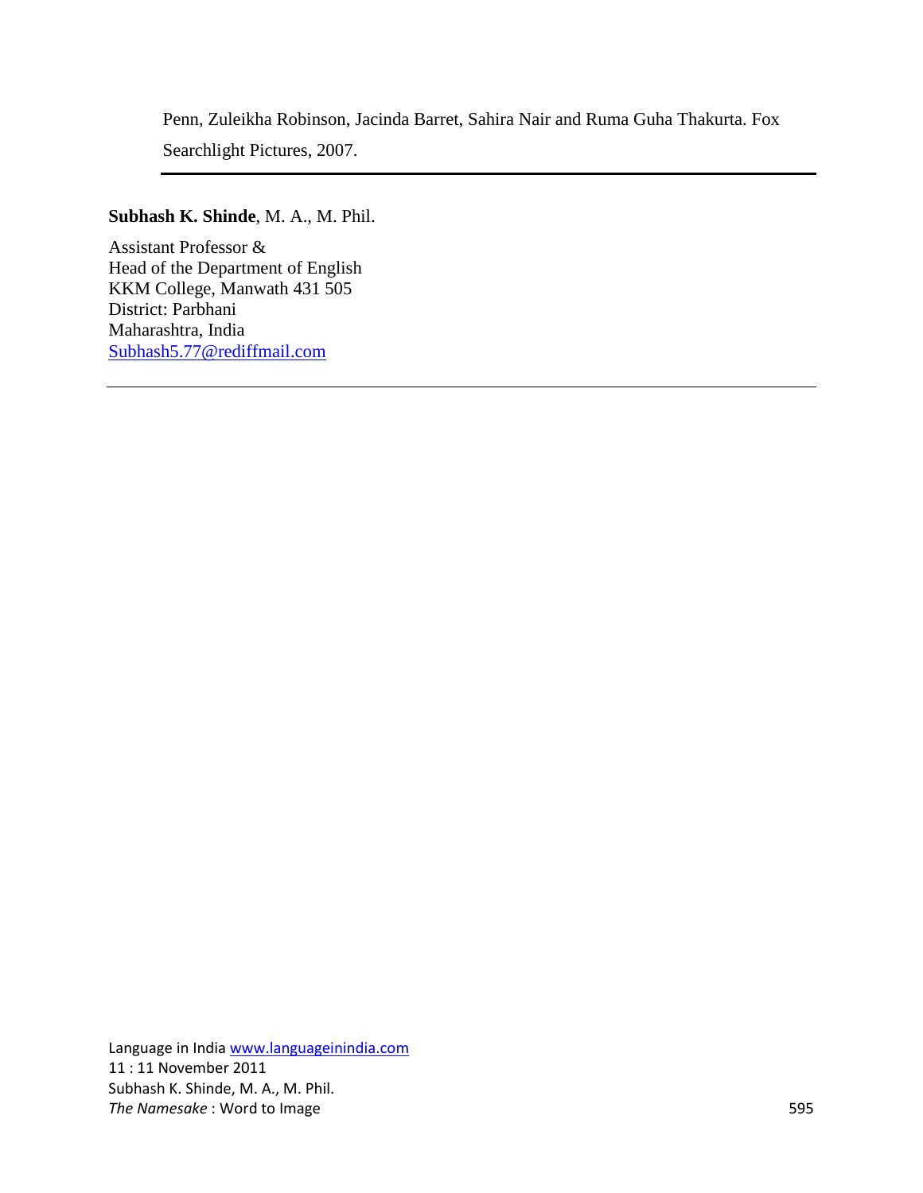Penn, Zuleikha Robinson, Jacinda Barret, Sahira Nair and Ruma Guha Thakurta. Fox Searchlight Pictures, 2007.

---

**Subhash K. Shinde**, M. A., M. Phil.

Assistant Professor &  
Head of the Department of English  
KKM College, Manwath 431 505  
District: Parbhani  
Maharashtra, India  
Subhash5.77@rediffmail.com

---